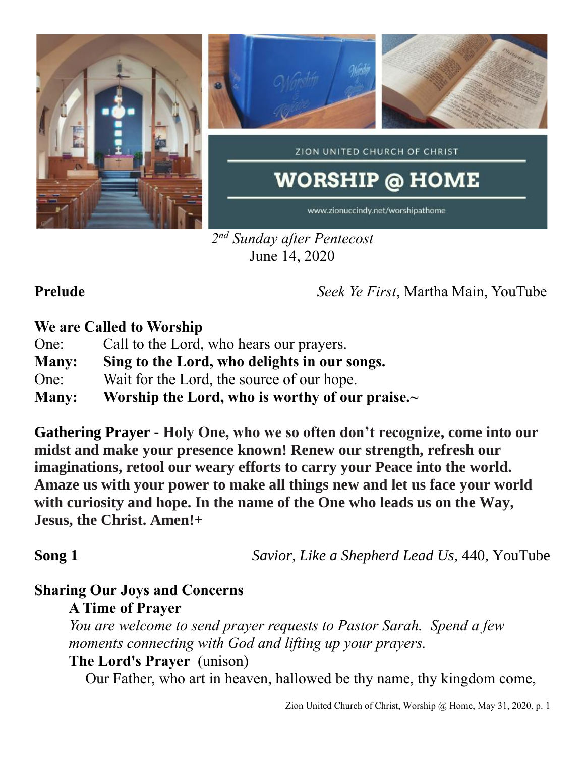ZION UNITED CHURCH OF CHRIST

# WORSHIP @ HOME

www.zionuccindy.net/worshipathome

*2nd Sunday after Pentecost*
June 14, 2020

**Prelude** *Seek Ye First*, Martha Main, YouTube

**We are Called to Worship**

One: Call to the Lord, who hears our prayers.
**Many: Sing to the Lord, who delights in our songs.**
One: Wait for the Lord, the source of our hope.
**Many: Worship the Lord, who is worthy of our praise.~**

**Gathering Prayer - Holy One, who we so often don't recognize, come into our midst and make your presence known! Renew our strength, refresh our imaginations, retool our weary efforts to carry your Peace into the world. Amaze us with your power to make all things new and let us face your world with curiosity and hope. In the name of the One who leads us on the Way, Jesus, the Christ. Amen!+**

**Song 1** *Savior, Like a Shepherd Lead Us,* 440, YouTube

**Sharing Our Joys and Concerns**

**A Time of Prayer**

*You are welcome to send prayer requests to Pastor Sarah. Spend a few moments connecting with God and lifting up your prayers.*

**The Lord's Prayer** (unison)

Our Father, who art in heaven, hallowed be thy name, thy kingdom come,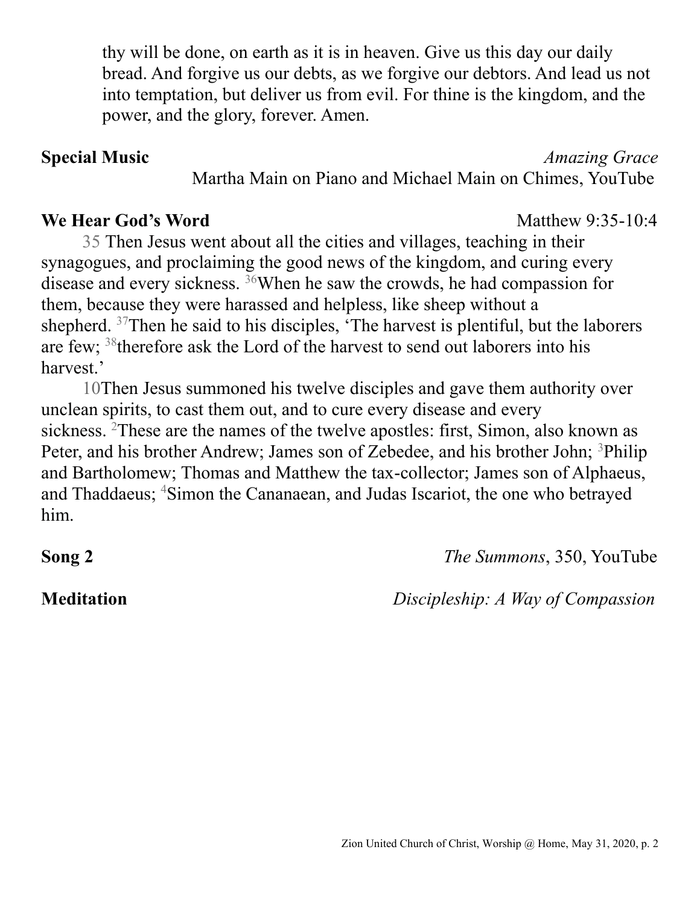thy will be done, on earth as it is in heaven. Give us this day our daily bread. And forgive us our debts, as we forgive our debtors. And lead us not into temptation, but deliver us from evil. For thine is the kingdom, and the power, and the glory, forever. Amen.

**Special Music** *Amazing Grace*

Martha Main on Piano and Michael Main on Chimes, YouTube

**We Hear God's Word** Matthew 9:35-10:4

35 Then Jesus went about all the cities and villages, teaching in their synagogues, and proclaiming the good news of the kingdom, and curing every disease and every sickness. 36 When he saw the crowds, he had compassion for them, because they were harassed and helpless, like sheep without a shepherd. 37 Then he said to his disciples, 'The harvest is plentiful, but the laborers are few; 38 therefore ask the Lord of the harvest to send out laborers into his harvest.'

10 Then Jesus summoned his twelve disciples and gave them authority over unclean spirits, to cast them out, and to cure every disease and every sickness. 2 These are the names of the twelve apostles: first, Simon, also known as Peter, and his brother Andrew; James son of Zebedee, and his brother John; 3 Philip and Bartholomew; Thomas and Matthew the tax-collector; James son of Alphaeus, and Thaddaeus; 4 Simon the Cananaean, and Judas Iscariot, the one who betrayed him.

**Song 2** *The Summons*, 350, YouTube

**Meditation** *Discipleship: A Way of Compassion*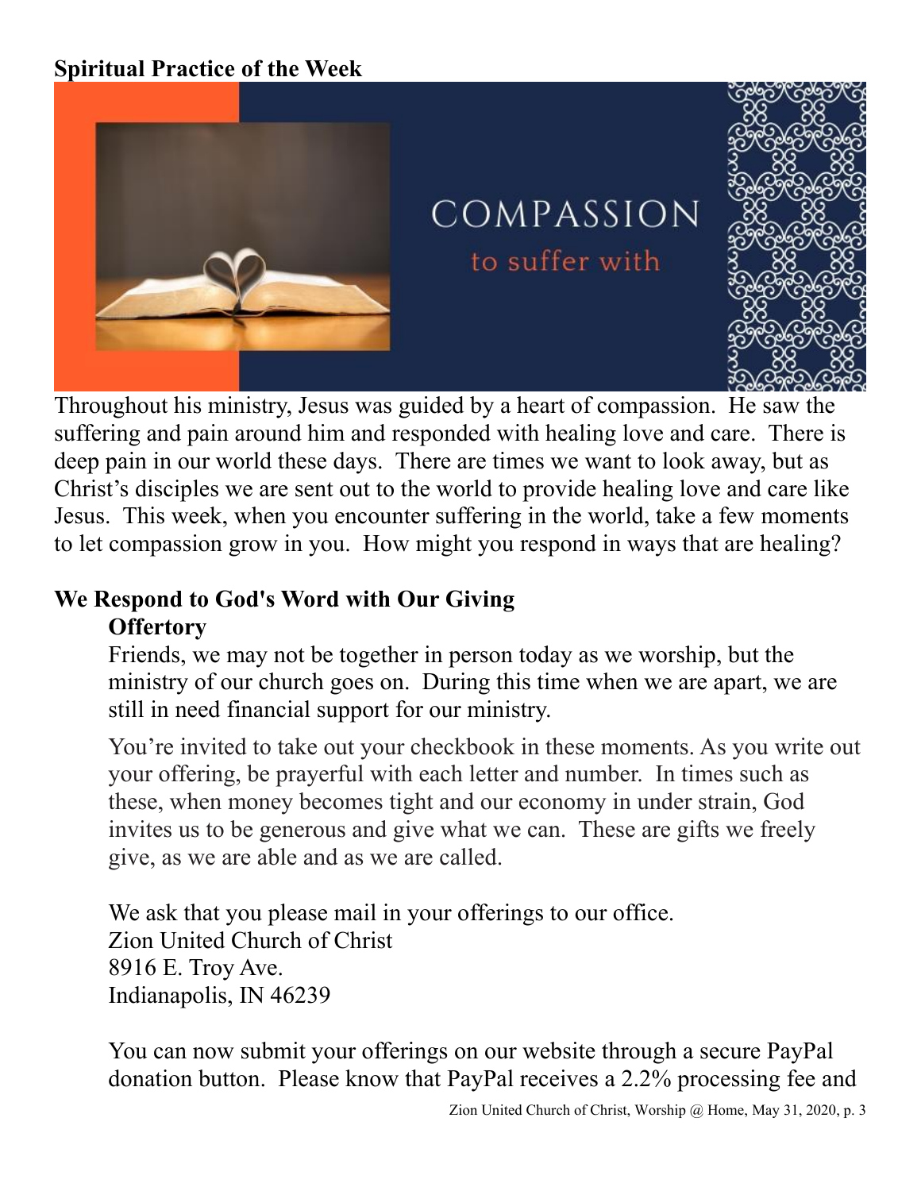**Spiritual Practice of the Week**

COMPASSION

to suffer with

Throughout his ministry, Jesus was guided by a heart of compassion. He saw the suffering and pain around him and responded with healing love and care. There is deep pain in our world these days. There are times we want to look away, but as Christ's disciples we are sent out to the world to provide healing love and care like Jesus. This week, when you encounter suffering in the world, take a few moments to let compassion grow in you. How might you respond in ways that are healing?

**We Respond to God's Word with Our Giving**

**Offertory**

Friends, we may not be together in person today as we worship, but the ministry of our church goes on. During this time when we are apart, we are still in need financial support for our ministry.

You're invited to take out your checkbook in these moments. As you write out your offering, be prayerful with each letter and number. In times such as these, when money becomes tight and our economy in under strain, God invites us to be generous and give what we can. These are gifts we freely give, as we are able and as we are called.

We ask that you please mail in your offerings to our office.
Zion United Church of Christ
8916 E. Troy Ave.
Indianapolis, IN 46239

You can now submit your offerings on our website through a secure PayPal donation button. Please know that PayPal receives a 2.2% processing fee and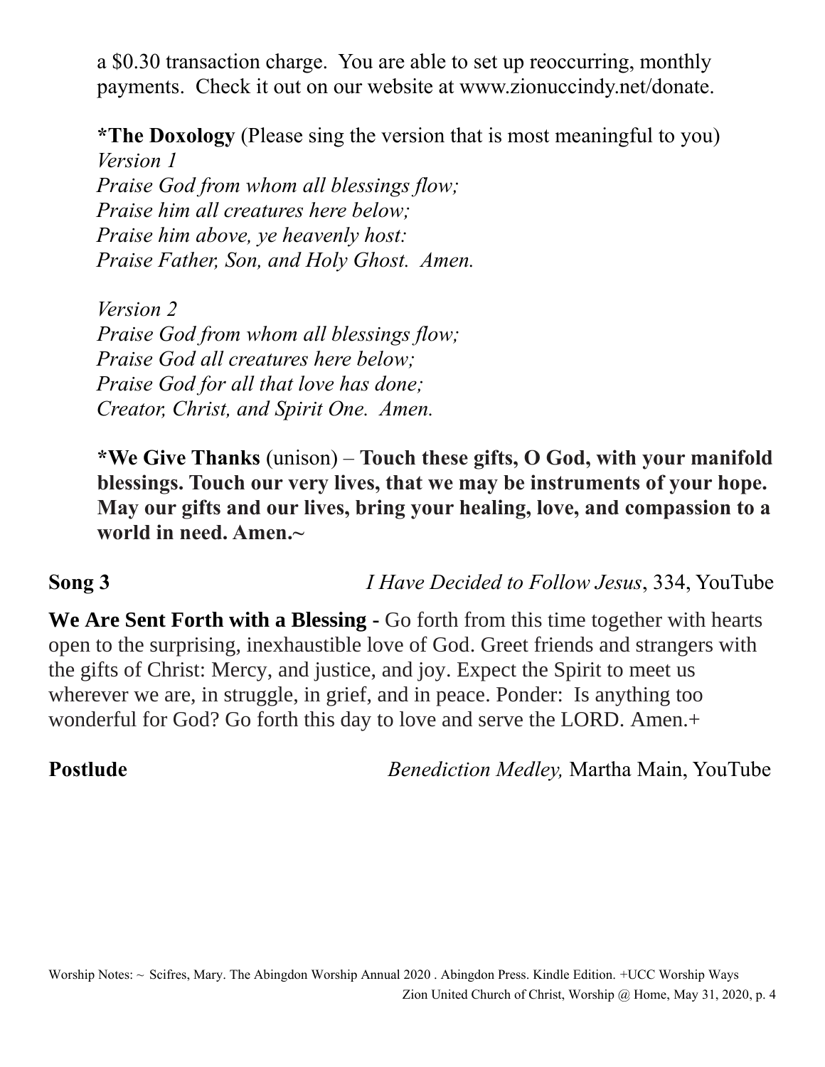a $0.30 transaction charge.  You are able to set up reoccurring, monthly payments.  Check it out on our website at www.zionuccindy.net/donate.

**\*The Doxology** (Please sing the version that is most meaningful to you)
*Version 1*
*Praise God from whom all blessings flow;*
*Praise him all creatures here below;*
*Praise him above, ye heavenly host:*
*Praise Father, Son, and Holy Ghost.  Amen.*

*Version 2*
*Praise God from whom all blessings flow;*
*Praise God all creatures here below;*
*Praise God for all that love has done;*
*Creator, Christ, and Spirit One.  Amen.*

**\*We Give Thanks** (unison) – **Touch these gifts, O God, with your manifold blessings. Touch our very lives, that we may be instruments of your hope. May our gifts and our lives, bring your healing, love, and compassion to a world in need. Amen.~**

**Song 3** *I Have Decided to Follow Jesus*, 334, YouTube

**We Are Sent Forth with a Blessing -** Go forth from this time together with hearts open to the surprising, inexhaustible love of God. Greet friends and strangers with the gifts of Christ: Mercy, and justice, and joy. Expect the Spirit to meet us wherever we are, in struggle, in grief, and in peace. Ponder:  Is anything too wonderful for God? Go forth this day to love and serve the LORD. Amen.+

**Postlude** *Benediction Medley,* Martha Main, YouTube

Worship Notes: ~ Scifres, Mary. The Abingdon Worship Annual 2020 . Abingdon Press. Kindle Edition. +UCC Worship Ways